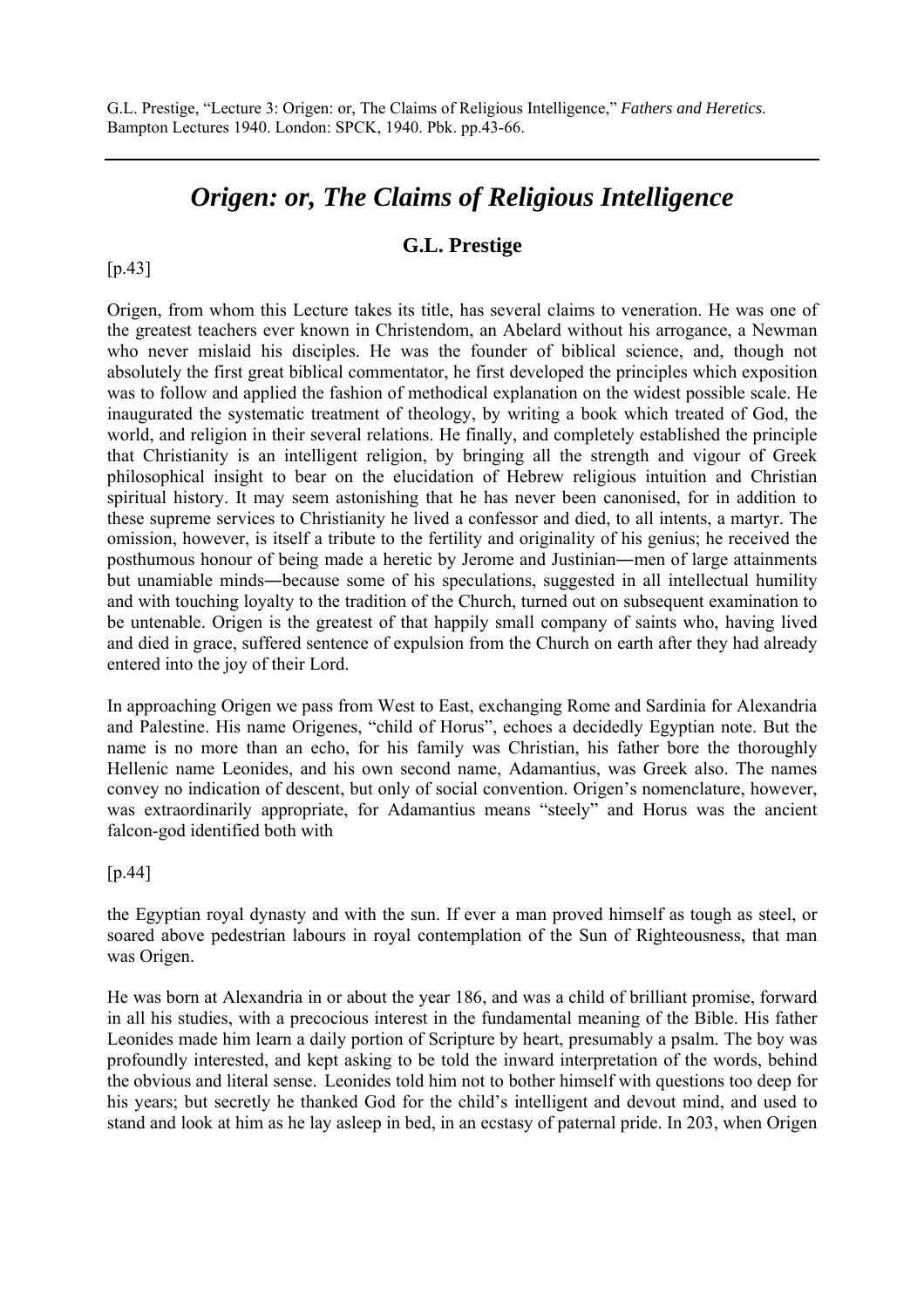G.L. Prestige, "Lecture 3: Origen: or, The Claims of Religious Intelligence," *Fathers and Heretics*. Bampton Lectures 1940. London: SPCK, 1940. Pbk. pp.43-66.

---

# *Origen: or, The Claims of Religious Intelligence*

## G.L. Prestige

[p.43]

Origen, from whom this Lecture takes its title, has several claims to veneration. He was one of the greatest teachers ever known in Christendom, an Abelard without his arrogance, a Newman who never mislaid his disciples. He was the founder of biblical science, and, though not absolutely the first great biblical commentator, he first developed the principles which exposition was to follow and applied the fashion of methodical explanation on the widest possible scale. He inaugurated the systematic treatment of theology, by writing a book which treated of God, the world, and religion in their several relations. He finally, and completely established the principle that Christianity is an intelligent religion, by bringing all the strength and vigour of Greek philosophical insight to bear on the elucidation of Hebrew religious intuition and Christian spiritual history. It may seem astonishing that he has never been canonised, for in addition to these supreme services to Christianity he lived a confessor and died, to all intents, a martyr. The omission, however, is itself a tribute to the fertility and originality of his genius; he received the posthumous honour of being made a heretic by Jerome and Justinian―men of large attainments but unamiable minds―because some of his speculations, suggested in all intellectual humility and with touching loyalty to the tradition of the Church, turned out on subsequent examination to be untenable. Origen is the greatest of that happily small company of saints who, having lived and died in grace, suffered sentence of expulsion from the Church on earth after they had already entered into the joy of their Lord.

In approaching Origen we pass from West to East, exchanging Rome and Sardinia for Alexandria and Palestine. His name Origenes, "child of Horus", echoes a decidedly Egyptian note. But the name is no more than an echo, for his family was Christian, his father bore the thoroughly Hellenic name Leonides, and his own second name, Adamantius, was Greek also. The names convey no indication of descent, but only of social convention. Origen's nomenclature, however, was extraordinarily appropriate, for Adamantius means "steely" and Horus was the ancient falcon-god identified both with

[p.44]

the Egyptian royal dynasty and with the sun. If ever a man proved himself as tough as steel, or soared above pedestrian labours in royal contemplation of the Sun of Righteousness, that man was Origen.

He was born at Alexandria in or about the year 186, and was a child of brilliant promise, forward in all his studies, with a precocious interest in the fundamental meaning of the Bible. His father Leonides made him learn a daily portion of Scripture by heart, presumably a psalm. The boy was profoundly interested, and kept asking to be told the inward interpretation of the words, behind the obvious and literal sense. Leonides told him not to bother himself with questions too deep for his years; but secretly he thanked God for the child's intelligent and devout mind, and used to stand and look at him as he lay asleep in bed, in an ecstasy of paternal pride. In 203, when Origen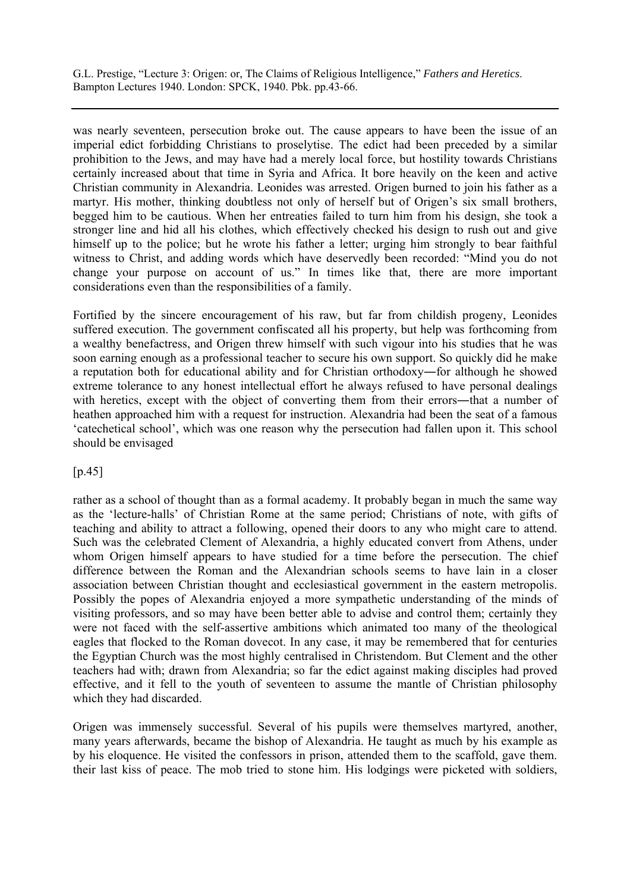was nearly seventeen, persecution broke out. The cause appears to have been the issue of an imperial edict forbidding Christians to proselytise. The edict had been preceded by a similar prohibition to the Jews, and may have had a merely local force, but hostility towards Christians certainly increased about that time in Syria and Africa. It bore heavily on the keen and active Christian community in Alexandria. Leonides was arrested. Origen burned to join his father as a martyr. His mother, thinking doubtless not only of herself but of Origen's six small brothers, begged him to be cautious. When her entreaties failed to turn him from his design, she took a stronger line and hid all his clothes, which effectively checked his design to rush out and give himself up to the police; but he wrote his father a letter; urging him strongly to bear faithful witness to Christ, and adding words which have deservedly been recorded: "Mind you do not change your purpose on account of us." In times like that, there are more important considerations even than the responsibilities of a family.

Fortified by the sincere encouragement of his raw, but far from childish progeny, Leonides suffered execution. The government confiscated all his property, but help was forthcoming from a wealthy benefactress, and Origen threw himself with such vigour into his studies that he was soon earning enough as a professional teacher to secure his own support. So quickly did he make a reputation both for educational ability and for Christian orthodoxy―for although he showed extreme tolerance to any honest intellectual effort he always refused to have personal dealings with heretics, except with the object of converting them from their errors―that a number of heathen approached him with a request for instruction. Alexandria had been the seat of a famous 'catechetical school', which was one reason why the persecution had fallen upon it. This school should be envisaged

[p.45]

rather as a school of thought than as a formal academy. It probably began in much the same way as the 'lecture-halls' of Christian Rome at the same period; Christians of note, with gifts of teaching and ability to attract a following, opened their doors to any who might care to attend. Such was the celebrated Clement of Alexandria, a highly educated convert from Athens, under whom Origen himself appears to have studied for a time before the persecution. The chief difference between the Roman and the Alexandrian schools seems to have lain in a closer association between Christian thought and ecclesiastical government in the eastern metropolis. Possibly the popes of Alexandria enjoyed a more sympathetic understanding of the minds of visiting professors, and so may have been better able to advise and control them; certainly they were not faced with the self-assertive ambitions which animated too many of the theological eagles that flocked to the Roman dovecot. In any case, it may be remembered that for centuries the Egyptian Church was the most highly centralised in Christendom. But Clement and the other teachers had with; drawn from Alexandria; so far the edict against making disciples had proved effective, and it fell to the youth of seventeen to assume the mantle of Christian philosophy which they had discarded.

Origen was immensely successful. Several of his pupils were themselves martyred, another, many years afterwards, became the bishop of Alexandria. He taught as much by his example as by his eloquence. He visited the confessors in prison, attended them to the scaffold, gave them. their last kiss of peace. The mob tried to stone him. His lodgings were picketed with soldiers,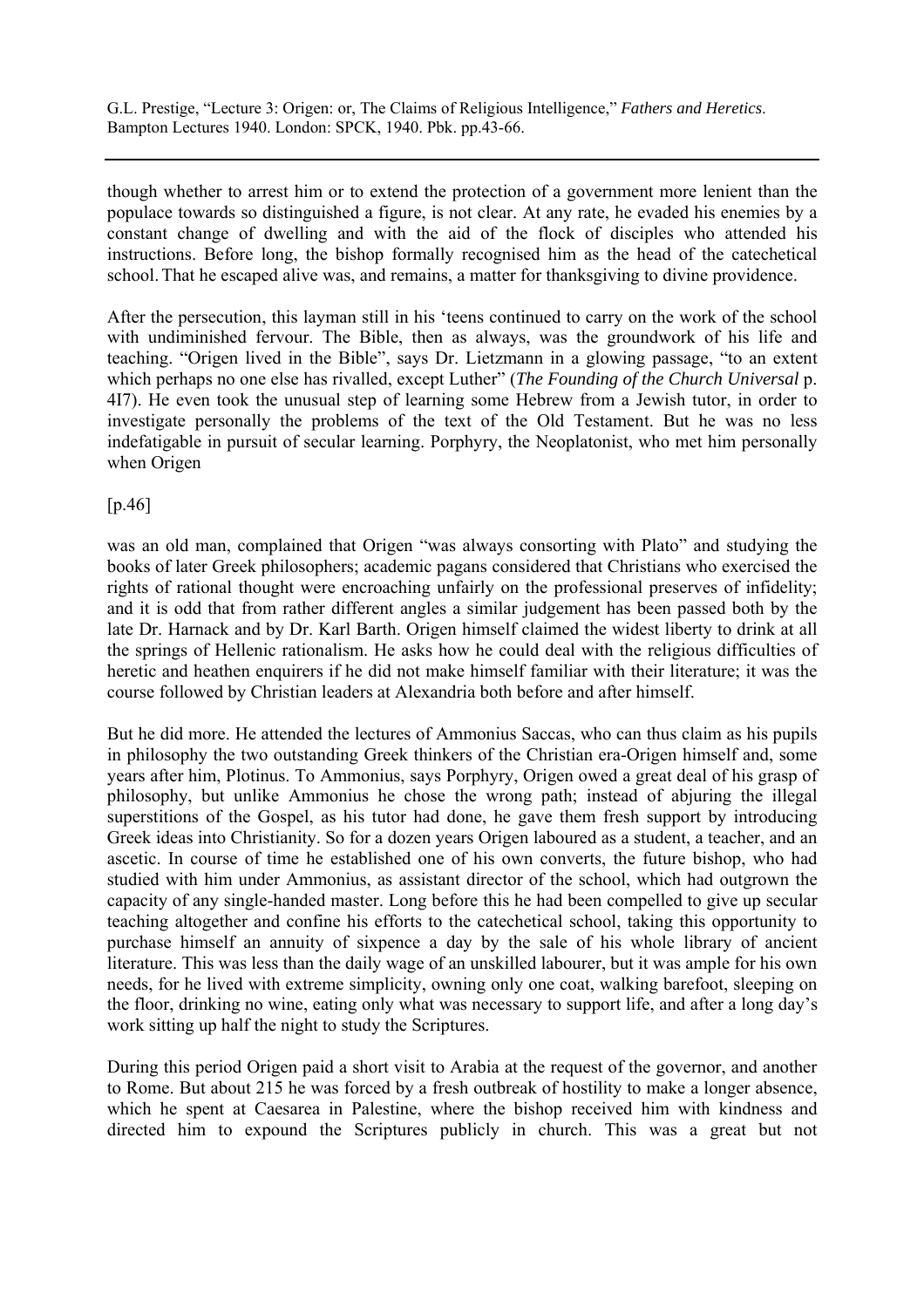though whether to arrest him or to extend the protection of a government more lenient than the populace towards so distinguished a figure, is not clear. At any rate, he evaded his enemies by a constant change of dwelling and with the aid of the flock of disciples who attended his instructions. Before long, the bishop formally recognised him as the head of the catechetical school. That he escaped alive was, and remains, a matter for thanksgiving to divine providence.

After the persecution, this layman still in his 'teens continued to carry on the work of the school with undiminished fervour. The Bible, then as always, was the groundwork of his life and teaching. "Origen lived in the Bible", says Dr. Lietzmann in a glowing passage, "to an extent which perhaps no one else has rivalled, except Luther" (*The Founding of the Church Universal* p. 4I7). He even took the unusual step of learning some Hebrew from a Jewish tutor, in order to investigate personally the problems of the text of the Old Testament. But he was no less indefatigable in pursuit of secular learning. Porphyry, the Neoplatonist, who met him personally when Origen

[p.46]

was an old man, complained that Origen "was always consorting with Plato" and studying the books of later Greek philosophers; academic pagans considered that Christians who exercised the rights of rational thought were encroaching unfairly on the professional preserves of infidelity; and it is odd that from rather different angles a similar judgement has been passed both by the late Dr. Harnack and by Dr. Karl Barth. Origen himself claimed the widest liberty to drink at all the springs of Hellenic rationalism. He asks how he could deal with the religious difficulties of heretic and heathen enquirers if he did not make himself familiar with their literature; it was the course followed by Christian leaders at Alexandria both before and after himself.

But he did more. He attended the lectures of Ammonius Saccas, who can thus claim as his pupils in philosophy the two outstanding Greek thinkers of the Christian era-Origen himself and, some years after him, Plotinus. To Ammonius, says Porphyry, Origen owed a great deal of his grasp of philosophy, but unlike Ammonius he chose the wrong path; instead of abjuring the illegal superstitions of the Gospel, as his tutor had done, he gave them fresh support by introducing Greek ideas into Christianity. So for a dozen years Origen laboured as a student, a teacher, and an ascetic. In course of time he established one of his own converts, the future bishop, who had studied with him under Ammonius, as assistant director of the school, which had outgrown the capacity of any single-handed master. Long before this he had been compelled to give up secular teaching altogether and confine his efforts to the catechetical school, taking this opportunity to purchase himself an annuity of sixpence a day by the sale of his whole library of ancient literature. This was less than the daily wage of an unskilled labourer, but it was ample for his own needs, for he lived with extreme simplicity, owning only one coat, walking barefoot, sleeping on the floor, drinking no wine, eating only what was necessary to support life, and after a long day's work sitting up half the night to study the Scriptures.

During this period Origen paid a short visit to Arabia at the request of the governor, and another to Rome. But about 215 he was forced by a fresh outbreak of hostility to make a longer absence, which he spent at Caesarea in Palestine, where the bishop received him with kindness and directed him to expound the Scriptures publicly in church. This was a great but not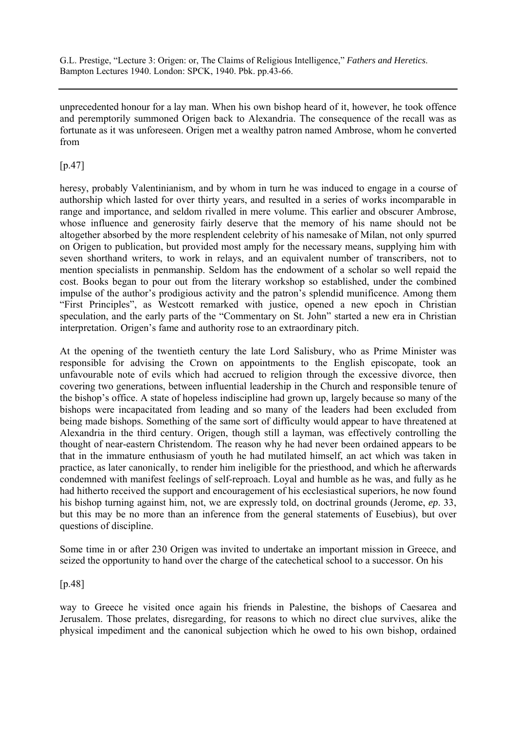unprecedented honour for a lay man. When his own bishop heard of it, however, he took offence and peremptorily summoned Origen back to Alexandria. The consequence of the recall was as fortunate as it was unforeseen. Origen met a wealthy patron named Ambrose, whom he converted from

[p.47]

heresy, probably Valentinianism, and by whom in turn he was induced to engage in a course of authorship which lasted for over thirty years, and resulted in a series of works incomparable in range and importance, and seldom rivalled in mere volume. This earlier and obscurer Ambrose, whose influence and generosity fairly deserve that the memory of his name should not be altogether absorbed by the more resplendent celebrity of his namesake of Milan, not only spurred on Origen to publication, but provided most amply for the necessary means, supplying him with seven shorthand writers, to work in relays, and an equivalent number of transcribers, not to mention specialists in penmanship. Seldom has the endowment of a scholar so well repaid the cost. Books began to pour out from the literary workshop so established, under the combined impulse of the author's prodigious activity and the patron's splendid munificence. Among them "First Principles", as Westcott remarked with justice, opened a new epoch in Christian speculation, and the early parts of the "Commentary on St. John" started a new era in Christian interpretation. Origen's fame and authority rose to an extraordinary pitch.

At the opening of the twentieth century the late Lord Salisbury, who as Prime Minister was responsible for advising the Crown on appointments to the English episcopate, took an unfavourable note of evils which had accrued to religion through the excessive divorce, then covering two generations, between influential leadership in the Church and responsible tenure of the bishop's office. A state of hopeless indiscipline had grown up, largely because so many of the bishops were incapacitated from leading and so many of the leaders had been excluded from being made bishops. Something of the same sort of difficulty would appear to have threatened at Alexandria in the third century. Origen, though still a layman, was effectively controlling the thought of near-eastern Christendom. The reason why he had never been ordained appears to be that in the immature enthusiasm of youth he had mutilated himself, an act which was taken in practice, as later canonically, to render him ineligible for the priesthood, and which he afterwards condemned with manifest feelings of self-reproach. Loyal and humble as he was, and fully as he had hitherto received the support and encouragement of his ecclesiastical superiors, he now found his bishop turning against him, not, we are expressly told, on doctrinal grounds (Jerome, *ep*. 33, but this may be no more than an inference from the general statements of Eusebius), but over questions of discipline.

Some time in or after 230 Origen was invited to undertake an important mission in Greece, and seized the opportunity to hand over the charge of the catechetical school to a successor. On his

[p.48]

way to Greece he visited once again his friends in Palestine, the bishops of Caesarea and Jerusalem. Those prelates, disregarding, for reasons to which no direct clue survives, alike the physical impediment and the canonical subjection which he owed to his own bishop, ordained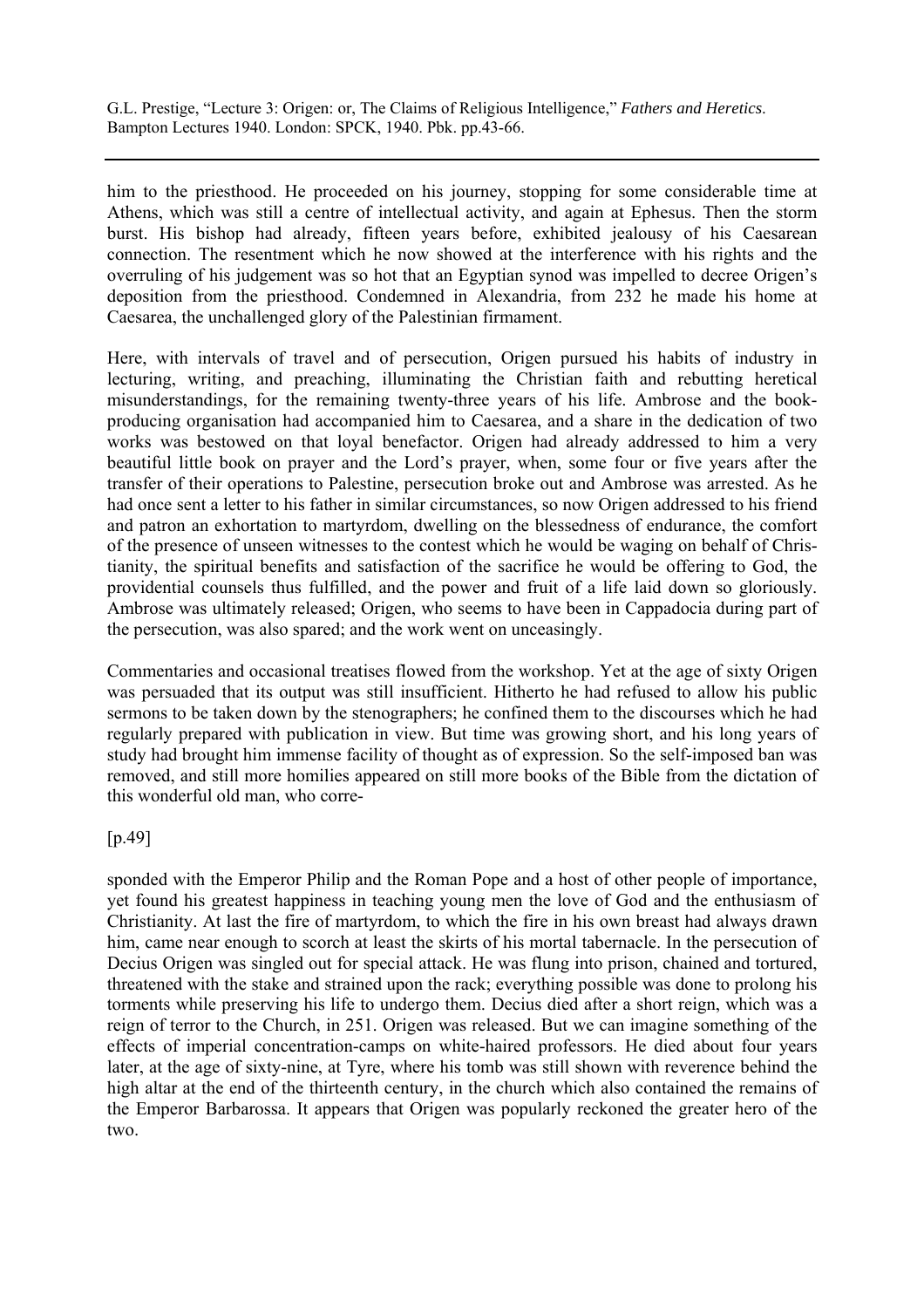him to the priesthood. He proceeded on his journey, stopping for some considerable time at Athens, which was still a centre of intellectual activity, and again at Ephesus. Then the storm burst. His bishop had already, fifteen years before, exhibited jealousy of his Caesarean connection. The resentment which he now showed at the interference with his rights and the overruling of his judgement was so hot that an Egyptian synod was impelled to decree Origen's deposition from the priesthood. Condemned in Alexandria, from 232 he made his home at Caesarea, the unchallenged glory of the Palestinian firmament.

Here, with intervals of travel and of persecution, Origen pursued his habits of industry in lecturing, writing, and preaching, illuminating the Christian faith and rebutting heretical misunderstandings, for the remaining twenty-three years of his life. Ambrose and the book-producing organisation had accompanied him to Caesarea, and a share in the dedication of two works was bestowed on that loyal benefactor. Origen had already addressed to him a very beautiful little book on prayer and the Lord's prayer, when, some four or five years after the transfer of their operations to Palestine, persecution broke out and Ambrose was arrested. As he had once sent a letter to his father in similar circumstances, so now Origen addressed to his friend and patron an exhortation to martyrdom, dwelling on the blessedness of endurance, the comfort of the presence of unseen witnesses to the contest which he would be waging on behalf of Christianity, the spiritual benefits and satisfaction of the sacrifice he would be offering to God, the providential counsels thus fulfilled, and the power and fruit of a life laid down so gloriously. Ambrose was ultimately released; Origen, who seems to have been in Cappadocia during part of the persecution, was also spared; and the work went on unceasingly.

Commentaries and occasional treatises flowed from the workshop. Yet at the age of sixty Origen was persuaded that its output was still insufficient. Hitherto he had refused to allow his public sermons to be taken down by the stenographers; he confined them to the discourses which he had regularly prepared with publication in view. But time was growing short, and his long years of study had brought him immense facility of thought as of expression. So the self-imposed ban was removed, and still more homilies appeared on still more books of the Bible from the dictation of this wonderful old man, who corre-

[p.49]

sponded with the Emperor Philip and the Roman Pope and a host of other people of importance, yet found his greatest happiness in teaching young men the love of God and the enthusiasm of Christianity. At last the fire of martyrdom, to which the fire in his own breast had always drawn him, came near enough to scorch at least the skirts of his mortal tabernacle. In the persecution of Decius Origen was singled out for special attack. He was flung into prison, chained and tortured, threatened with the stake and strained upon the rack; everything possible was done to prolong his torments while preserving his life to undergo them. Decius died after a short reign, which was a reign of terror to the Church, in 251. Origen was released. But we can imagine something of the effects of imperial concentration-camps on white-haired professors. He died about four years later, at the age of sixty-nine, at Tyre, where his tomb was still shown with reverence behind the high altar at the end of the thirteenth century, in the church which also contained the remains of the Emperor Barbarossa. It appears that Origen was popularly reckoned the greater hero of the two.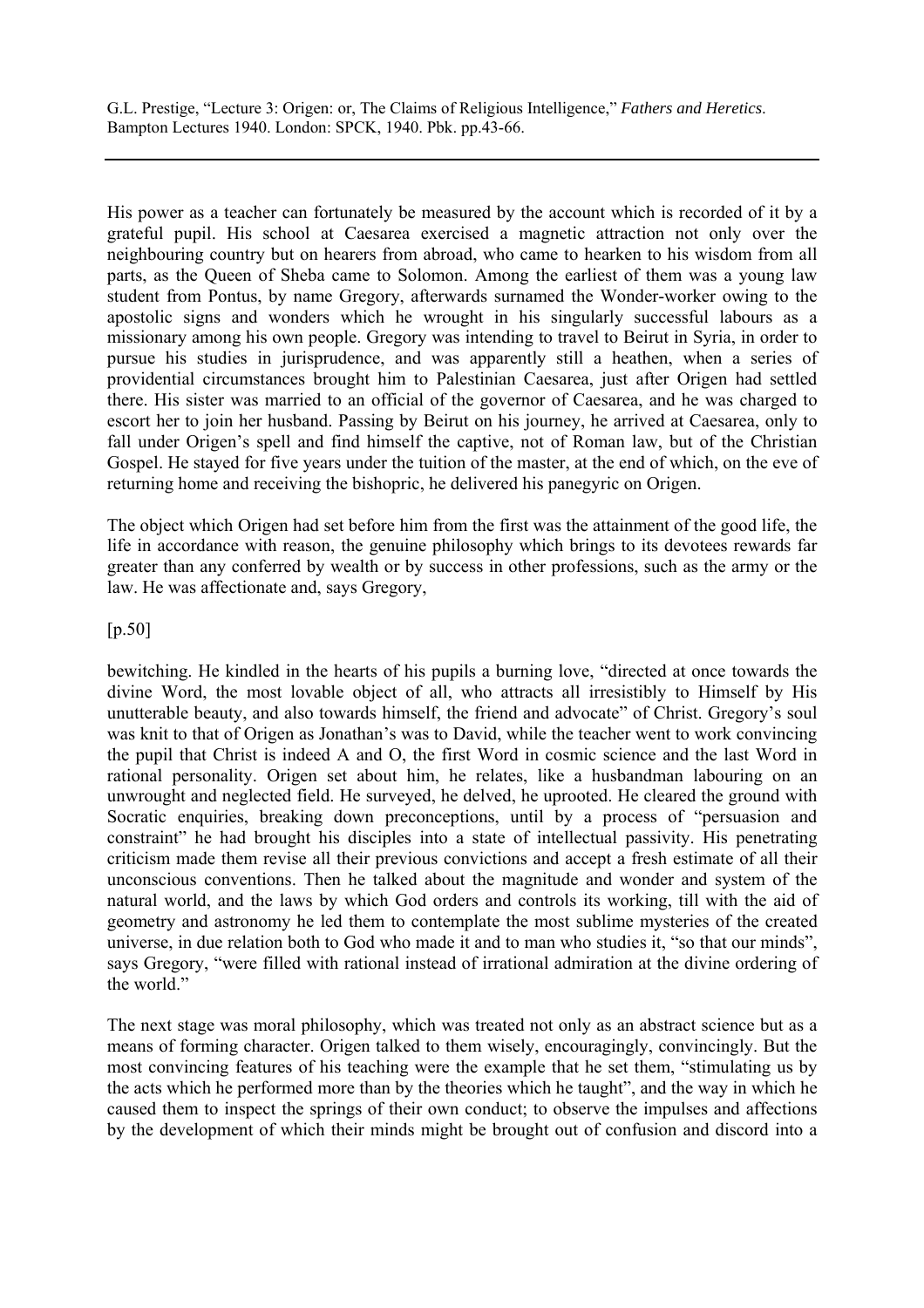His power as a teacher can fortunately be measured by the account which is recorded of it by a grateful pupil. His school at Caesarea exercised a magnetic attraction not only over the neighbouring country but on hearers from abroad, who came to hearken to his wisdom from all parts, as the Queen of Sheba came to Solomon. Among the earliest of them was a young law student from Pontus, by name Gregory, afterwards surnamed the Wonder-worker owing to the apostolic signs and wonders which he wrought in his singularly successful labours as a missionary among his own people. Gregory was intending to travel to Beirut in Syria, in order to pursue his studies in jurisprudence, and was apparently still a heathen, when a series of providential circumstances brought him to Palestinian Caesarea, just after Origen had settled there. His sister was married to an official of the governor of Caesarea, and he was charged to escort her to join her husband. Passing by Beirut on his journey, he arrived at Caesarea, only to fall under Origen's spell and find himself the captive, not of Roman law, but of the Christian Gospel. He stayed for five years under the tuition of the master, at the end of which, on the eve of returning home and receiving the bishopric, he delivered his panegyric on Origen.

The object which Origen had set before him from the first was the attainment of the good life, the life in accordance with reason, the genuine philosophy which brings to its devotees rewards far greater than any conferred by wealth or by success in other professions, such as the army or the law. He was affectionate and, says Gregory,

[p.50]

bewitching. He kindled in the hearts of his pupils a burning love, "directed at once towards the divine Word, the most lovable object of all, who attracts all irresistibly to Himself by His unutterable beauty, and also towards himself, the friend and advocate" of Christ. Gregory's soul was knit to that of Origen as Jonathan's was to David, while the teacher went to work convincing the pupil that Christ is indeed A and O, the first Word in cosmic science and the last Word in rational personality. Origen set about him, he relates, like a husbandman labouring on an unwrought and neglected field. He surveyed, he delved, he uprooted. He cleared the ground with Socratic enquiries, breaking down preconceptions, until by a process of "persuasion and constraint" he had brought his disciples into a state of intellectual passivity. His penetrating criticism made them revise all their previous convictions and accept a fresh estimate of all their unconscious conventions. Then he talked about the magnitude and wonder and system of the natural world, and the laws by which God orders and controls its working, till with the aid of geometry and astronomy he led them to contemplate the most sublime mysteries of the created universe, in due relation both to God who made it and to man who studies it, "so that our minds", says Gregory, "were filled with rational instead of irrational admiration at the divine ordering of the world."

The next stage was moral philosophy, which was treated not only as an abstract science but as a means of forming character. Origen talked to them wisely, encouragingly, convincingly. But the most convincing features of his teaching were the example that he set them, "stimulating us by the acts which he performed more than by the theories which he taught", and the way in which he caused them to inspect the springs of their own conduct; to observe the impulses and affections by the development of which their minds might be brought out of confusion and discord into a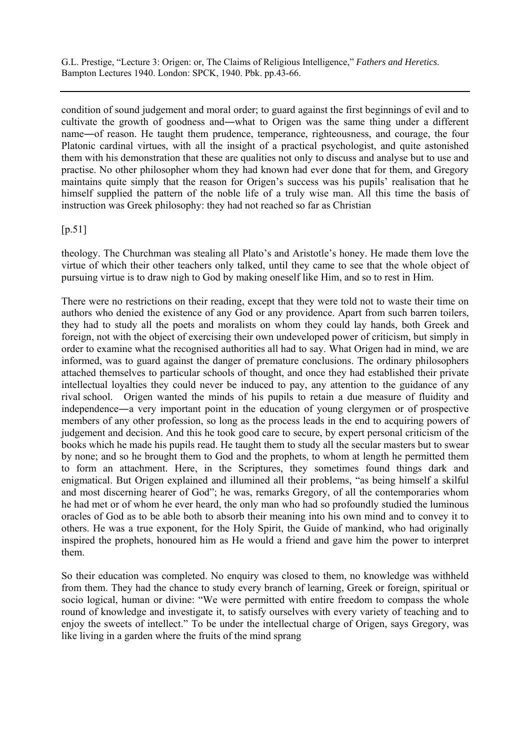condition of sound judgement and moral order; to guard against the first beginnings of evil and to cultivate the growth of goodness and―what to Origen was the same thing under a different name―of reason. He taught them prudence, temperance, righteousness, and courage, the four Platonic cardinal virtues, with all the insight of a practical psychologist, and quite astonished them with his demonstration that these are qualities not only to discuss and analyse but to use and practise. No other philosopher whom they had known had ever done that for them, and Gregory maintains quite simply that the reason for Origen's success was his pupils' realisation that he himself supplied the pattern of the noble life of a truly wise man. All this time the basis of instruction was Greek philosophy: they had not reached so far as Christian

[p.51]

theology. The Churchman was stealing all Plato's and Aristotle's honey. He made them love the virtue of which their other teachers only talked, until they came to see that the whole object of pursuing virtue is to draw nigh to God by making oneself like Him, and so to rest in Him.

There were no restrictions on their reading, except that they were told not to waste their time on authors who denied the existence of any God or any providence. Apart from such barren toilers, they had to study all the poets and moralists on whom they could lay hands, both Greek and foreign, not with the object of exercising their own undeveloped power of criticism, but simply in order to examine what the recognised authorities all had to say. What Origen had in mind, we are informed, was to guard against the danger of premature conclusions. The ordinary philosophers attached themselves to particular schools of thought, and once they had established their private intellectual loyalties they could never be induced to pay, any attention to the guidance of any rival school. Origen wanted the minds of his pupils to retain a due measure of fluidity and independence―a very important point in the education of young clergymen or of prospective members of any other profession, so long as the process leads in the end to acquiring powers of judgement and decision. And this he took good care to secure, by expert personal criticism of the books which he made his pupils read. He taught them to study all the secular masters but to swear by none; and so he brought them to God and the prophets, to whom at length he permitted them to form an attachment. Here, in the Scriptures, they sometimes found things dark and enigmatical. But Origen explained and illumined all their problems, "as being himself a skilful and most discerning hearer of God"; he was, remarks Gregory, of all the contemporaries whom he had met or of whom he ever heard, the only man who had so profoundly studied the luminous oracles of God as to be able both to absorb their meaning into his own mind and to convey it to others. He was a true exponent, for the Holy Spirit, the Guide of mankind, who had originally inspired the prophets, honoured him as He would a friend and gave him the power to interpret them.

So their education was completed. No enquiry was closed to them, no knowledge was withheld from them. They had the chance to study every branch of learning, Greek or foreign, spiritual or socio logical, human or divine: "We were permitted with entire freedom to compass the whole round of knowledge and investigate it, to satisfy ourselves with every variety of teaching and to enjoy the sweets of intellect." To be under the intellectual charge of Origen, says Gregory, was like living in a garden where the fruits of the mind sprang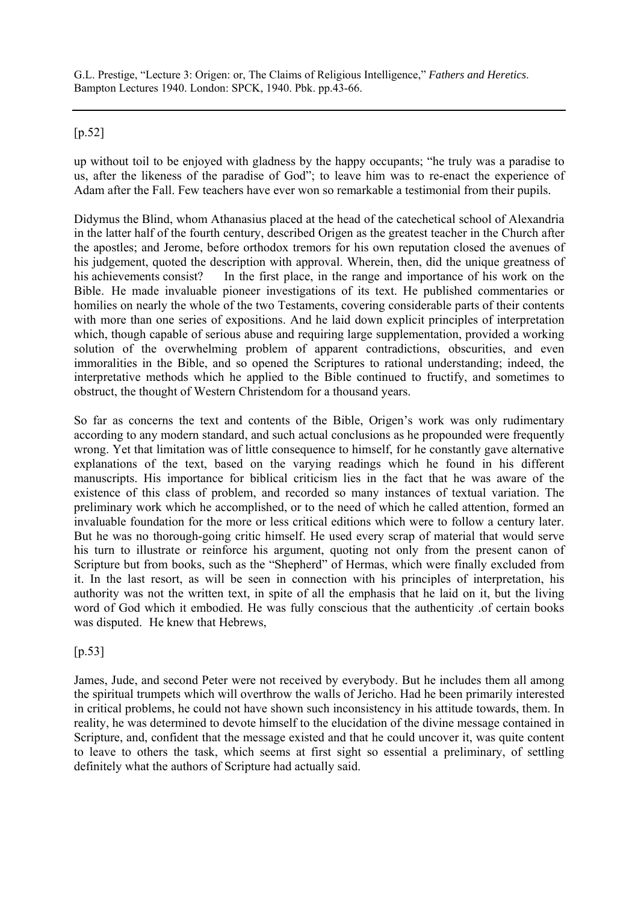[p.52]

up without toil to be enjoyed with gladness by the happy occupants; "he truly was a paradise to us, after the likeness of the paradise of God"; to leave him was to re-enact the experience of Adam after the Fall. Few teachers have ever won so remarkable a testimonial from their pupils.

Didymus the Blind, whom Athanasius placed at the head of the catechetical school of Alexandria in the latter half of the fourth century, described Origen as the greatest teacher in the Church after the apostles; and Jerome, before orthodox tremors for his own reputation closed the avenues of his judgement, quoted the description with approval. Wherein, then, did the unique greatness of his achievements consist? In the first place, in the range and importance of his work on the Bible. He made invaluable pioneer investigations of its text. He published commentaries or homilies on nearly the whole of the two Testaments, covering considerable parts of their contents with more than one series of expositions. And he laid down explicit principles of interpretation which, though capable of serious abuse and requiring large supplementation, provided a working solution of the overwhelming problem of apparent contradictions, obscurities, and even immoralities in the Bible, and so opened the Scriptures to rational understanding; indeed, the interpretative methods which he applied to the Bible continued to fructify, and sometimes to obstruct, the thought of Western Christendom for a thousand years.

So far as concerns the text and contents of the Bible, Origen's work was only rudimentary according to any modern standard, and such actual conclusions as he propounded were frequently wrong. Yet that limitation was of little consequence to himself, for he constantly gave alternative explanations of the text, based on the varying readings which he found in his different manuscripts. His importance for biblical criticism lies in the fact that he was aware of the existence of this class of problem, and recorded so many instances of textual variation. The preliminary work which he accomplished, or to the need of which he called attention, formed an invaluable foundation for the more or less critical editions which were to follow a century later. But he was no thorough-going critic himself. He used every scrap of material that would serve his turn to illustrate or reinforce his argument, quoting not only from the present canon of Scripture but from books, such as the "Shepherd" of Hermas, which were finally excluded from it. In the last resort, as will be seen in connection with his principles of interpretation, his authority was not the written text, in spite of all the emphasis that he laid on it, but the living word of God which it embodied. He was fully conscious that the authenticity .of certain books was disputed. He knew that Hebrews,

[p.53]

James, Jude, and second Peter were not received by everybody. But he includes them all among the spiritual trumpets which will overthrow the walls of Jericho. Had he been primarily interested in critical problems, he could not have shown such inconsistency in his attitude towards, them. In reality, he was determined to devote himself to the elucidation of the divine message contained in Scripture, and, confident that the message existed and that he could uncover it, was quite content to leave to others the task, which seems at first sight so essential a preliminary, of settling definitely what the authors of Scripture had actually said.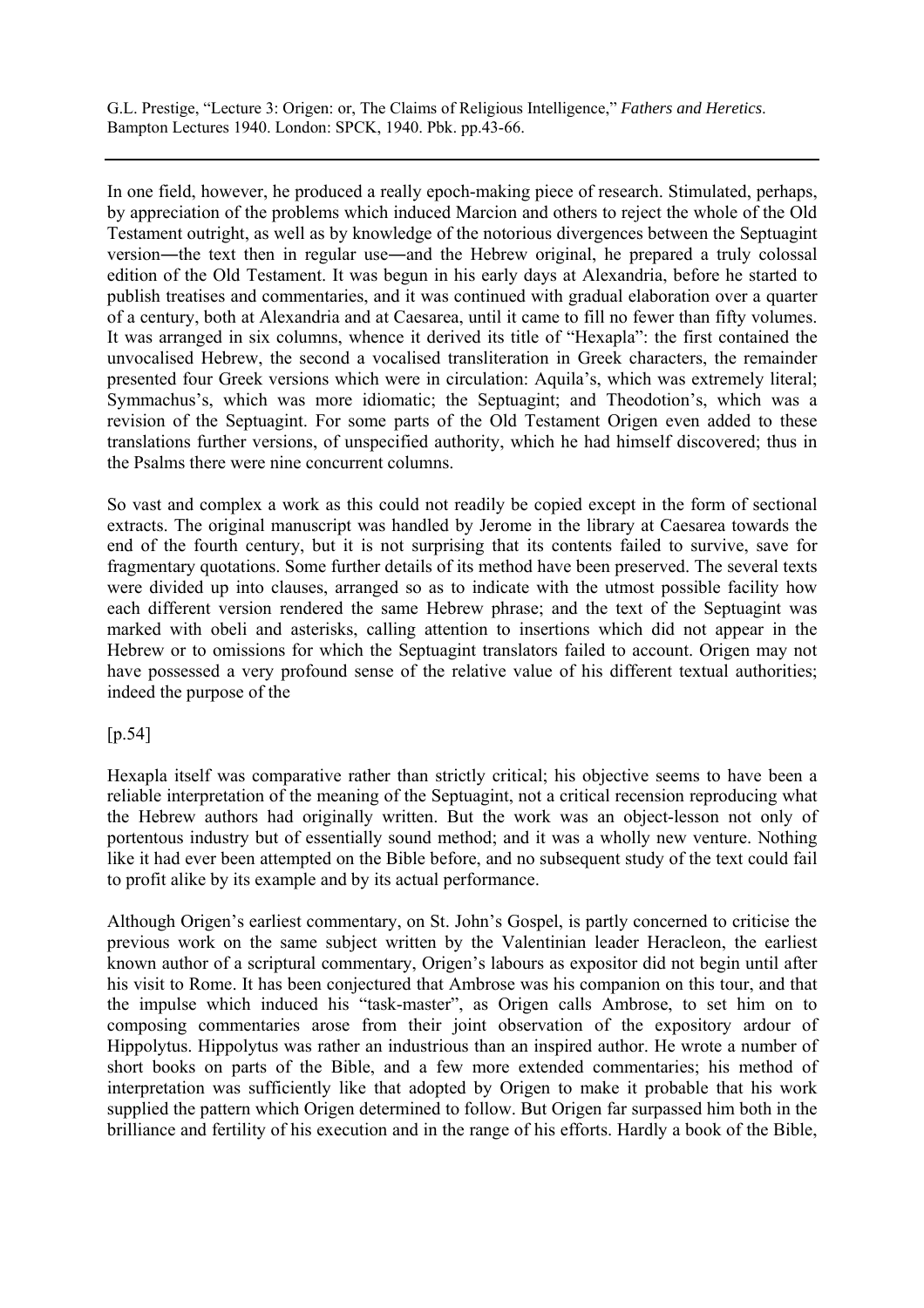In one field, however, he produced a really epoch-making piece of research. Stimulated, perhaps, by appreciation of the problems which induced Marcion and others to reject the whole of the Old Testament outright, as well as by knowledge of the notorious divergences between the Septuagint version―the text then in regular use―and the Hebrew original, he prepared a truly colossal edition of the Old Testament. It was begun in his early days at Alexandria, before he started to publish treatises and commentaries, and it was continued with gradual elaboration over a quarter of a century, both at Alexandria and at Caesarea, until it came to fill no fewer than fifty volumes. It was arranged in six columns, whence it derived its title of "Hexapla": the first contained the unvocalised Hebrew, the second a vocalised transliteration in Greek characters, the remainder presented four Greek versions which were in circulation: Aquila's, which was extremely literal; Symmachus's, which was more idiomatic; the Septuagint; and Theodotion's, which was a revision of the Septuagint. For some parts of the Old Testament Origen even added to these translations further versions, of unspecified authority, which he had himself discovered; thus in the Psalms there were nine concurrent columns.

So vast and complex a work as this could not readily be copied except in the form of sectional extracts. The original manuscript was handled by Jerome in the library at Caesarea towards the end of the fourth century, but it is not surprising that its contents failed to survive, save for fragmentary quotations. Some further details of its method have been preserved. The several texts were divided up into clauses, arranged so as to indicate with the utmost possible facility how each different version rendered the same Hebrew phrase; and the text of the Septuagint was marked with obeli and asterisks, calling attention to insertions which did not appear in the Hebrew or to omissions for which the Septuagint translators failed to account. Origen may not have possessed a very profound sense of the relative value of his different textual authorities; indeed the purpose of the

[p.54]

Hexapla itself was comparative rather than strictly critical; his objective seems to have been a reliable interpretation of the meaning of the Septuagint, not a critical recension reproducing what the Hebrew authors had originally written. But the work was an object-lesson not only of portentous industry but of essentially sound method; and it was a wholly new venture. Nothing like it had ever been attempted on the Bible before, and no subsequent study of the text could fail to profit alike by its example and by its actual performance.

Although Origen's earliest commentary, on St. John's Gospel, is partly concerned to criticise the previous work on the same subject written by the Valentinian leader Heracleon, the earliest known author of a scriptural commentary, Origen's labours as expositor did not begin until after his visit to Rome. It has been conjectured that Ambrose was his companion on this tour, and that the impulse which induced his "task-master", as Origen calls Ambrose, to set him on to composing commentaries arose from their joint observation of the expository ardour of Hippolytus. Hippolytus was rather an industrious than an inspired author. He wrote a number of short books on parts of the Bible, and a few more extended commentaries; his method of interpretation was sufficiently like that adopted by Origen to make it probable that his work supplied the pattern which Origen determined to follow. But Origen far surpassed him both in the brilliance and fertility of his execution and in the range of his efforts. Hardly a book of the Bible,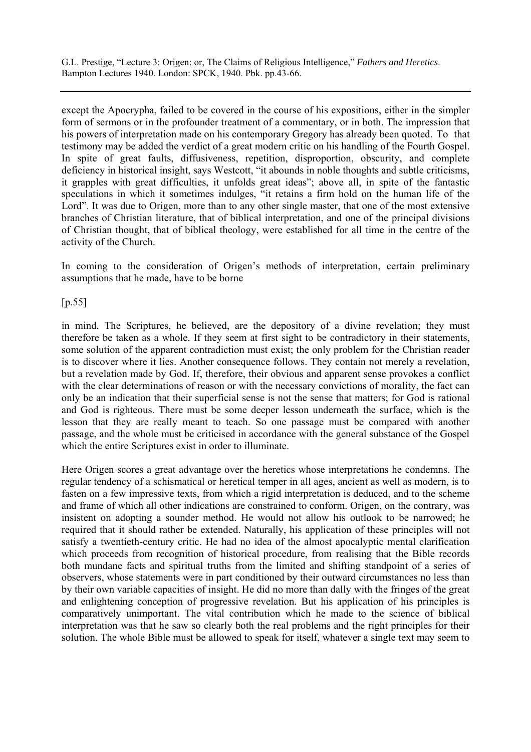except the Apocrypha, failed to be covered in the course of his expositions, either in the simpler form of sermons or in the profounder treatment of a commentary, or in both. The impression that his powers of interpretation made on his contemporary Gregory has already been quoted. To that testimony may be added the verdict of a great modern critic on his handling of the Fourth Gospel. In spite of great faults, diffusiveness, repetition, disproportion, obscurity, and complete deficiency in historical insight, says Westcott, "it abounds in noble thoughts and subtle criticisms, it grapples with great difficulties, it unfolds great ideas"; above all, in spite of the fantastic speculations in which it sometimes indulges, "it retains a firm hold on the human life of the Lord". It was due to Origen, more than to any other single master, that one of the most extensive branches of Christian literature, that of biblical interpretation, and one of the principal divisions of Christian thought, that of biblical theology, were established for all time in the centre of the activity of the Church.

In coming to the consideration of Origen's methods of interpretation, certain preliminary assumptions that he made, have to be borne

[p.55]

in mind. The Scriptures, he believed, are the depository of a divine revelation; they must therefore be taken as a whole. If they seem at first sight to be contradictory in their statements, some solution of the apparent contradiction must exist; the only problem for the Christian reader is to discover where it lies. Another consequence follows. They contain not merely a revelation, but a revelation made by God. If, therefore, their obvious and apparent sense provokes a conflict with the clear determinations of reason or with the necessary convictions of morality, the fact can only be an indication that their superficial sense is not the sense that matters; for God is rational and God is righteous. There must be some deeper lesson underneath the surface, which is the lesson that they are really meant to teach. So one passage must be compared with another passage, and the whole must be criticised in accordance with the general substance of the Gospel which the entire Scriptures exist in order to illuminate.

Here Origen scores a great advantage over the heretics whose interpretations he condemns. The regular tendency of a schismatical or heretical temper in all ages, ancient as well as modern, is to fasten on a few impressive texts, from which a rigid interpretation is deduced, and to the scheme and frame of which all other indications are constrained to conform. Origen, on the contrary, was insistent on adopting a sounder method. He would not allow his outlook to be narrowed; he required that it should rather be extended. Naturally, his application of these principles will not satisfy a twentieth-century critic. He had no idea of the almost apocalyptic mental clarification which proceeds from recognition of historical procedure, from realising that the Bible records both mundane facts and spiritual truths from the limited and shifting standpoint of a series of observers, whose statements were in part conditioned by their outward circumstances no less than by their own variable capacities of insight. He did no more than dally with the fringes of the great and enlightening conception of progressive revelation. But his application of his principles is comparatively unimportant. The vital contribution which he made to the science of biblical interpretation was that he saw so clearly both the real problems and the right principles for their solution. The whole Bible must be allowed to speak for itself, whatever a single text may seem to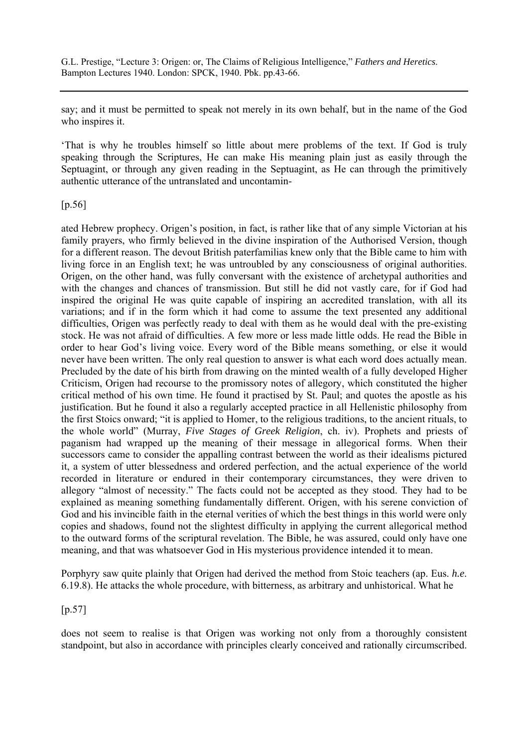say; and it must be permitted to speak not merely in its own behalf, but in the name of the God who inspires it.

'That is why he troubles himself so little about mere problems of the text. If God is truly speaking through the Scriptures, He can make His meaning plain just as easily through the Septuagint, or through any given reading in the Septuagint, as He can through the primitively authentic utterance of the untranslated and uncontamin-

[p.56]

ated Hebrew prophecy. Origen's position, in fact, is rather like that of any simple Victorian at his family prayers, who firmly believed in the divine inspiration of the Authorised Version, though for a different reason. The devout British paterfamilias knew only that the Bible came to him with living force in an English text; he was untroubled by any consciousness of original authorities. Origen, on the other hand, was fully conversant with the existence of archetypal authorities and with the changes and chances of transmission. But still he did not vastly care, for if God had inspired the original He was quite capable of inspiring an accredited translation, with all its variations; and if in the form which it had come to assume the text presented any additional difficulties, Origen was perfectly ready to deal with them as he would deal with the pre-existing stock. He was not afraid of difficulties. A few more or less made little odds. He read the Bible in order to hear God's living voice. Every word of the Bible means something, or else it would never have been written. The only real question to answer is what each word does actually mean. Precluded by the date of his birth from drawing on the minted wealth of a fully developed Higher Criticism, Origen had recourse to the promissory notes of allegory, which constituted the higher critical method of his own time. He found it practised by St. Paul; and quotes the apostle as his justification. But he found it also a regularly accepted practice in all Hellenistic philosophy from the first Stoics onward; "it is applied to Homer, to the religious traditions, to the ancient rituals, to the whole world" (Murray, *Five Stages of Greek Religion*, ch. iv). Prophets and priests of paganism had wrapped up the meaning of their message in allegorical forms. When their successors came to consider the appalling contrast between the world as their idealisms pictured it, a system of utter blessedness and ordered perfection, and the actual experience of the world recorded in literature or endured in their contemporary circumstances, they were driven to allegory "almost of necessity." The facts could not be accepted as they stood. They had to be explained as meaning something fundamentally different. Origen, with his serene conviction of God and his invincible faith in the eternal verities of which the best things in this world were only copies and shadows, found not the slightest difficulty in applying the current allegorical method to the outward forms of the scriptural revelation. The Bible, he was assured, could only have one meaning, and that was whatsoever God in His mysterious providence intended it to mean.

Porphyry saw quite plainly that Origen had derived the method from Stoic teachers (ap. Eus. *h.e.* 6.19.8). He attacks the whole procedure, with bitterness, as arbitrary and unhistorical. What he

[p.57]

does not seem to realise is that Origen was working not only from a thoroughly consistent standpoint, but also in accordance with principles clearly conceived and rationally circumscribed.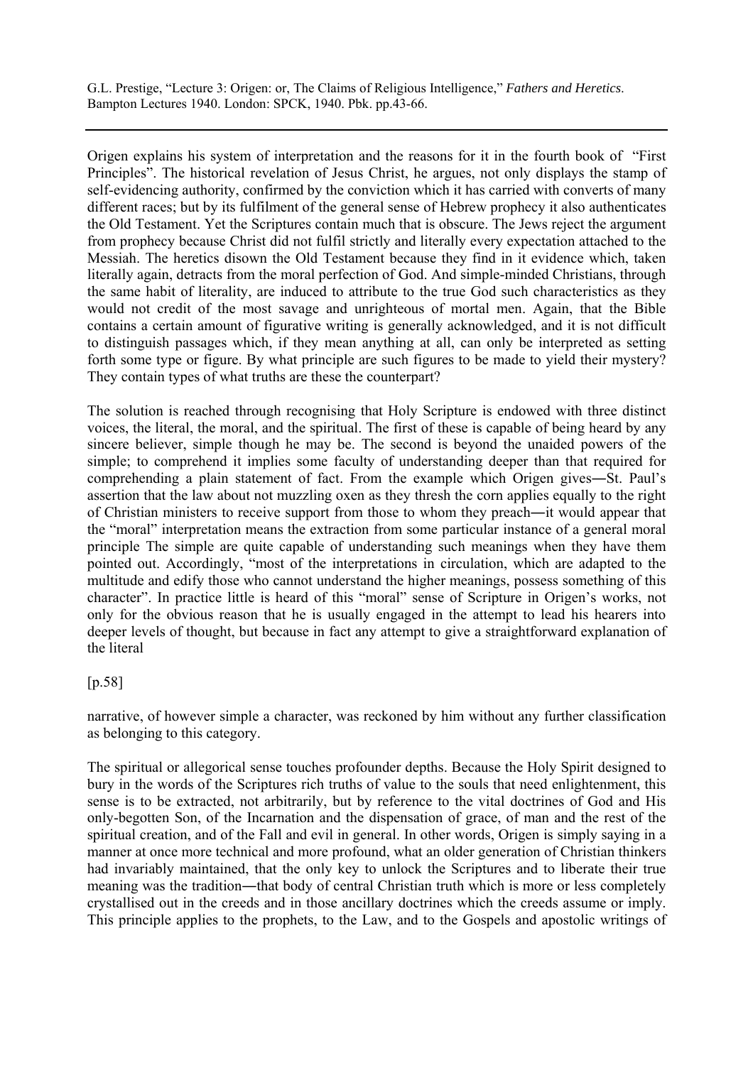Origen explains his system of interpretation and the reasons for it in the fourth book of "First Principles". The historical revelation of Jesus Christ, he argues, not only displays the stamp of self-evidencing authority, confirmed by the conviction which it has carried with converts of many different races; but by its fulfilment of the general sense of Hebrew prophecy it also authenticates the Old Testament. Yet the Scriptures contain much that is obscure. The Jews reject the argument from prophecy because Christ did not fulfil strictly and literally every expectation attached to the Messiah. The heretics disown the Old Testament because they find in it evidence which, taken literally again, detracts from the moral perfection of God. And simple-minded Christians, through the same habit of literality, are induced to attribute to the true God such characteristics as they would not credit of the most savage and unrighteous of mortal men. Again, that the Bible contains a certain amount of figurative writing is generally acknowledged, and it is not difficult to distinguish passages which, if they mean anything at all, can only be interpreted as setting forth some type or figure. By what principle are such figures to be made to yield their mystery? They contain types of what truths are these the counterpart?

The solution is reached through recognising that Holy Scripture is endowed with three distinct voices, the literal, the moral, and the spiritual. The first of these is capable of being heard by any sincere believer, simple though he may be. The second is beyond the unaided powers of the simple; to comprehend it implies some faculty of understanding deeper than that required for comprehending a plain statement of fact. From the example which Origen gives―St. Paul's assertion that the law about not muzzling oxen as they thresh the corn applies equally to the right of Christian ministers to receive support from those to whom they preach―it would appear that the "moral" interpretation means the extraction from some particular instance of a general moral principle The simple are quite capable of understanding such meanings when they have them pointed out. Accordingly, "most of the interpretations in circulation, which are adapted to the multitude and edify those who cannot understand the higher meanings, possess something of this character". In practice little is heard of this "moral" sense of Scripture in Origen's works, not only for the obvious reason that he is usually engaged in the attempt to lead his hearers into deeper levels of thought, but because in fact any attempt to give a straightforward explanation of the literal

[p.58]

narrative, of however simple a character, was reckoned by him without any further classification as belonging to this category.

The spiritual or allegorical sense touches profounder depths. Because the Holy Spirit designed to bury in the words of the Scriptures rich truths of value to the souls that need enlightenment, this sense is to be extracted, not arbitrarily, but by reference to the vital doctrines of God and His only-begotten Son, of the Incarnation and the dispensation of grace, of man and the rest of the spiritual creation, and of the Fall and evil in general. In other words, Origen is simply saying in a manner at once more technical and more profound, what an older generation of Christian thinkers had invariably maintained, that the only key to unlock the Scriptures and to liberate their true meaning was the tradition―that body of central Christian truth which is more or less completely crystallised out in the creeds and in those ancillary doctrines which the creeds assume or imply. This principle applies to the prophets, to the Law, and to the Gospels and apostolic writings of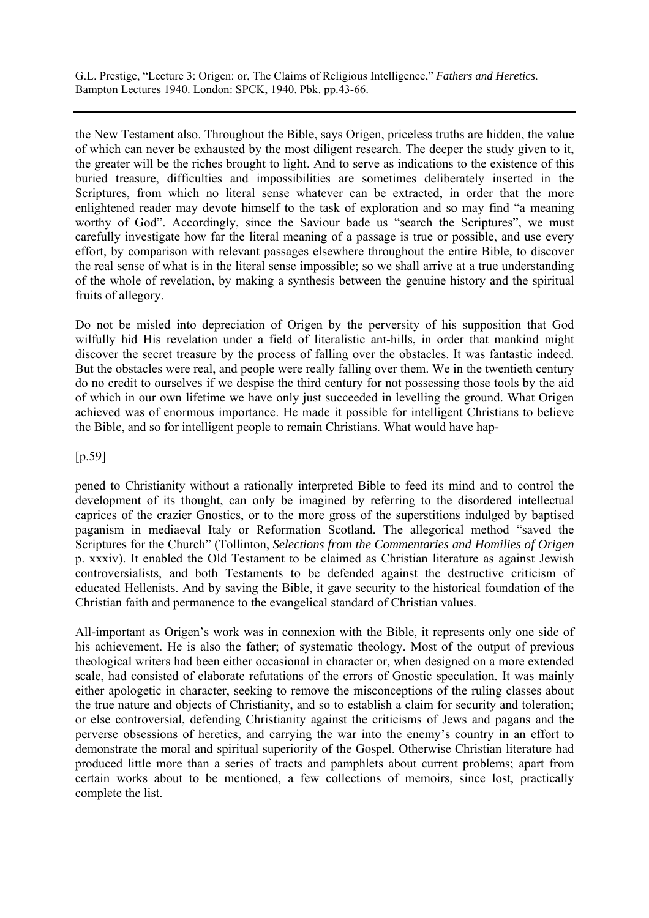the New Testament also. Throughout the Bible, says Origen, priceless truths are hidden, the value of which can never be exhausted by the most diligent research. The deeper the study given to it, the greater will be the riches brought to light. And to serve as indications to the existence of this buried treasure, difficulties and impossibilities are sometimes deliberately inserted in the Scriptures, from which no literal sense whatever can be extracted, in order that the more enlightened reader may devote himself to the task of exploration and so may find "a meaning worthy of God". Accordingly, since the Saviour bade us "search the Scriptures", we must carefully investigate how far the literal meaning of a passage is true or possible, and use every effort, by comparison with relevant passages elsewhere throughout the entire Bible, to discover the real sense of what is in the literal sense impossible; so we shall arrive at a true understanding of the whole of revelation, by making a synthesis between the genuine history and the spiritual fruits of allegory.

Do not be misled into depreciation of Origen by the perversity of his supposition that God wilfully hid His revelation under a field of literalistic ant-hills, in order that mankind might discover the secret treasure by the process of falling over the obstacles. It was fantastic indeed. But the obstacles were real, and people were really falling over them. We in the twentieth century do no credit to ourselves if we despise the third century for not possessing those tools by the aid of which in our own lifetime we have only just succeeded in levelling the ground. What Origen achieved was of enormous importance. He made it possible for intelligent Christians to believe the Bible, and so for intelligent people to remain Christians. What would have hap-

[p.59]

pened to Christianity without a rationally interpreted Bible to feed its mind and to control the development of its thought, can only be imagined by referring to the disordered intellectual caprices of the crazier Gnostics, or to the more gross of the superstitions indulged by baptised paganism in mediaeval Italy or Reformation Scotland. The allegorical method "saved the Scriptures for the Church" (Tollinton, *Selections from the Commentaries and Homilies of Origen* p. xxxiv). It enabled the Old Testament to be claimed as Christian literature as against Jewish controversialists, and both Testaments to be defended against the destructive criticism of educated Hellenists. And by saving the Bible, it gave security to the historical foundation of the Christian faith and permanence to the evangelical standard of Christian values.

All-important as Origen's work was in connexion with the Bible, it represents only one side of his achievement. He is also the father; of systematic theology. Most of the output of previous theological writers had been either occasional in character or, when designed on a more extended scale, had consisted of elaborate refutations of the errors of Gnostic speculation. It was mainly either apologetic in character, seeking to remove the misconceptions of the ruling classes about the true nature and objects of Christianity, and so to establish a claim for security and toleration; or else controversial, defending Christianity against the criticisms of Jews and pagans and the perverse obsessions of heretics, and carrying the war into the enemy's country in an effort to demonstrate the moral and spiritual superiority of the Gospel. Otherwise Christian literature had produced little more than a series of tracts and pamphlets about current problems; apart from certain works about to be mentioned, a few collections of memoirs, since lost, practically complete the list.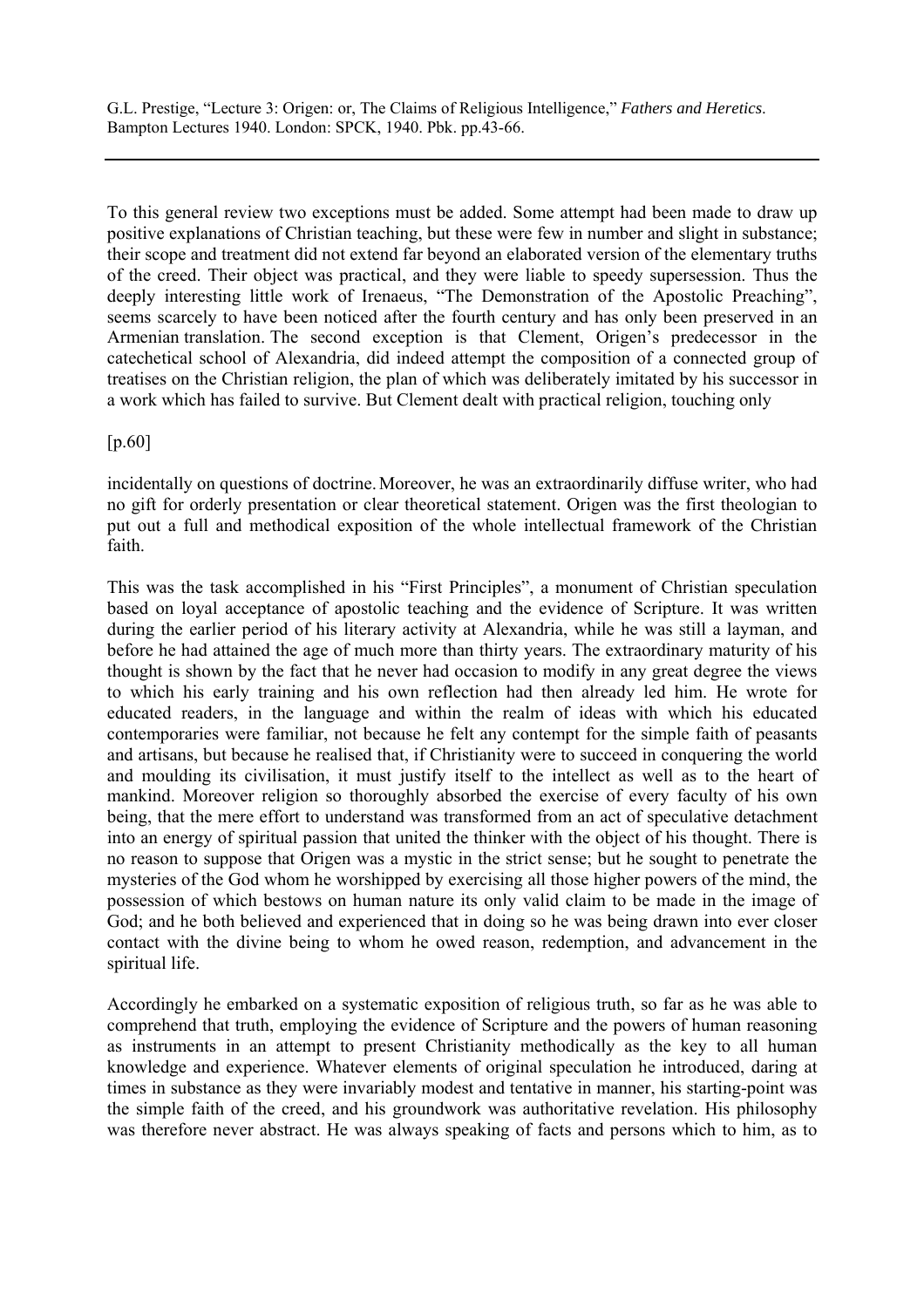To this general review two exceptions must be added. Some attempt had been made to draw up positive explanations of Christian teaching, but these were few in number and slight in substance; their scope and treatment did not extend far beyond an elaborated version of the elementary truths of the creed. Their object was practical, and they were liable to speedy supersession. Thus the deeply interesting little work of Irenaeus, "The Demonstration of the Apostolic Preaching", seems scarcely to have been noticed after the fourth century and has only been preserved in an Armenian translation. The second exception is that Clement, Origen's predecessor in the catechetical school of Alexandria, did indeed attempt the composition of a connected group of treatises on the Christian religion, the plan of which was deliberately imitated by his successor in a work which has failed to survive. But Clement dealt with practical religion, touching only

[p.60]

incidentally on questions of doctrine. Moreover, he was an extraordinarily diffuse writer, who had no gift for orderly presentation or clear theoretical statement. Origen was the first theologian to put out a full and methodical exposition of the whole intellectual framework of the Christian faith.

This was the task accomplished in his "First Principles", a monument of Christian speculation based on loyal acceptance of apostolic teaching and the evidence of Scripture. It was written during the earlier period of his literary activity at Alexandria, while he was still a layman, and before he had attained the age of much more than thirty years. The extraordinary maturity of his thought is shown by the fact that he never had occasion to modify in any great degree the views to which his early training and his own reflection had then already led him. He wrote for educated readers, in the language and within the realm of ideas with which his educated contemporaries were familiar, not because he felt any contempt for the simple faith of peasants and artisans, but because he realised that, if Christianity were to succeed in conquering the world and moulding its civilisation, it must justify itself to the intellect as well as to the heart of mankind. Moreover religion so thoroughly absorbed the exercise of every faculty of his own being, that the mere effort to understand was transformed from an act of speculative detachment into an energy of spiritual passion that united the thinker with the object of his thought. There is no reason to suppose that Origen was a mystic in the strict sense; but he sought to penetrate the mysteries of the God whom he worshipped by exercising all those higher powers of the mind, the possession of which bestows on human nature its only valid claim to be made in the image of God; and he both believed and experienced that in doing so he was being drawn into ever closer contact with the divine being to whom he owed reason, redemption, and advancement in the spiritual life.

Accordingly he embarked on a systematic exposition of religious truth, so far as he was able to comprehend that truth, employing the evidence of Scripture and the powers of human reasoning as instruments in an attempt to present Christianity methodically as the key to all human knowledge and experience. Whatever elements of original speculation he introduced, daring at times in substance as they were invariably modest and tentative in manner, his starting-point was the simple faith of the creed, and his groundwork was authoritative revelation. His philosophy was therefore never abstract. He was always speaking of facts and persons which to him, as to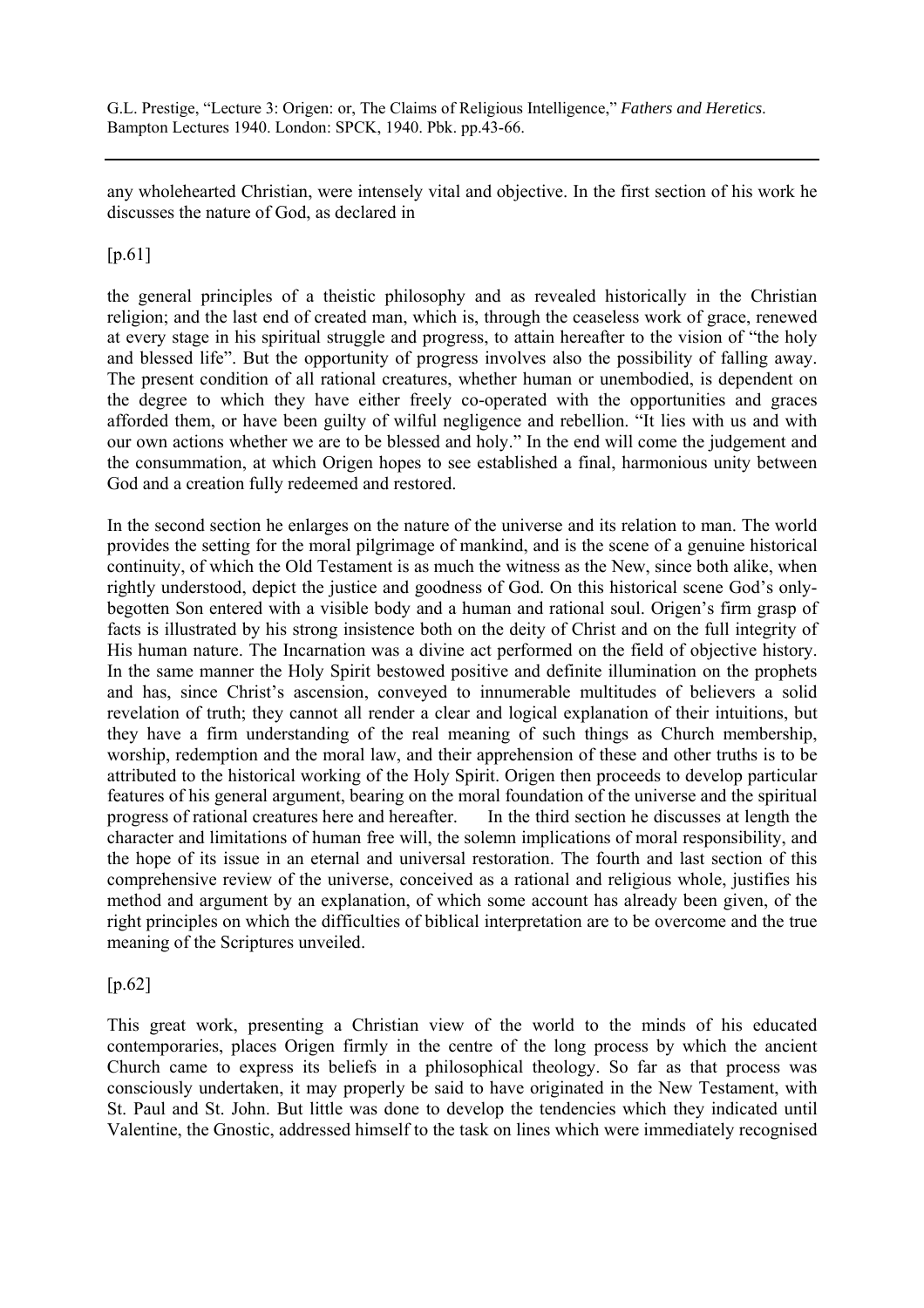any wholehearted Christian, were intensely vital and objective. In the first section of his work he discusses the nature of God, as declared in

[p.61]

the general principles of a theistic philosophy and as revealed historically in the Christian religion; and the last end of created man, which is, through the ceaseless work of grace, renewed at every stage in his spiritual struggle and progress, to attain hereafter to the vision of "the holy and blessed life". But the opportunity of progress involves also the possibility of falling away. The present condition of all rational creatures, whether human or unembodied, is dependent on the degree to which they have either freely co-operated with the opportunities and graces afforded them, or have been guilty of wilful negligence and rebellion. "It lies with us and with our own actions whether we are to be blessed and holy." In the end will come the judgement and the consummation, at which Origen hopes to see established a final, harmonious unity between God and a creation fully redeemed and restored.

In the second section he enlarges on the nature of the universe and its relation to man. The world provides the setting for the moral pilgrimage of mankind, and is the scene of a genuine historical continuity, of which the Old Testament is as much the witness as the New, since both alike, when rightly understood, depict the justice and goodness of God. On this historical scene God's only-begotten Son entered with a visible body and a human and rational soul. Origen's firm grasp of facts is illustrated by his strong insistence both on the deity of Christ and on the full integrity of His human nature. The Incarnation was a divine act performed on the field of objective history. In the same manner the Holy Spirit bestowed positive and definite illumination on the prophets and has, since Christ's ascension, conveyed to innumerable multitudes of believers a solid revelation of truth; they cannot all render a clear and logical explanation of their intuitions, but they have a firm understanding of the real meaning of such things as Church membership, worship, redemption and the moral law, and their apprehension of these and other truths is to be attributed to the historical working of the Holy Spirit. Origen then proceeds to develop particular features of his general argument, bearing on the moral foundation of the universe and the spiritual progress of rational creatures here and hereafter. In the third section he discusses at length the character and limitations of human free will, the solemn implications of moral responsibility, and the hope of its issue in an eternal and universal restoration. The fourth and last section of this comprehensive review of the universe, conceived as a rational and religious whole, justifies his method and argument by an explanation, of which some account has already been given, of the right principles on which the difficulties of biblical interpretation are to be overcome and the true meaning of the Scriptures unveiled.

[p.62]

This great work, presenting a Christian view of the world to the minds of his educated contemporaries, places Origen firmly in the centre of the long process by which the ancient Church came to express its beliefs in a philosophical theology. So far as that process was consciously undertaken, it may properly be said to have originated in the New Testament, with St. Paul and St. John. But little was done to develop the tendencies which they indicated until Valentine, the Gnostic, addressed himself to the task on lines which were immediately recognised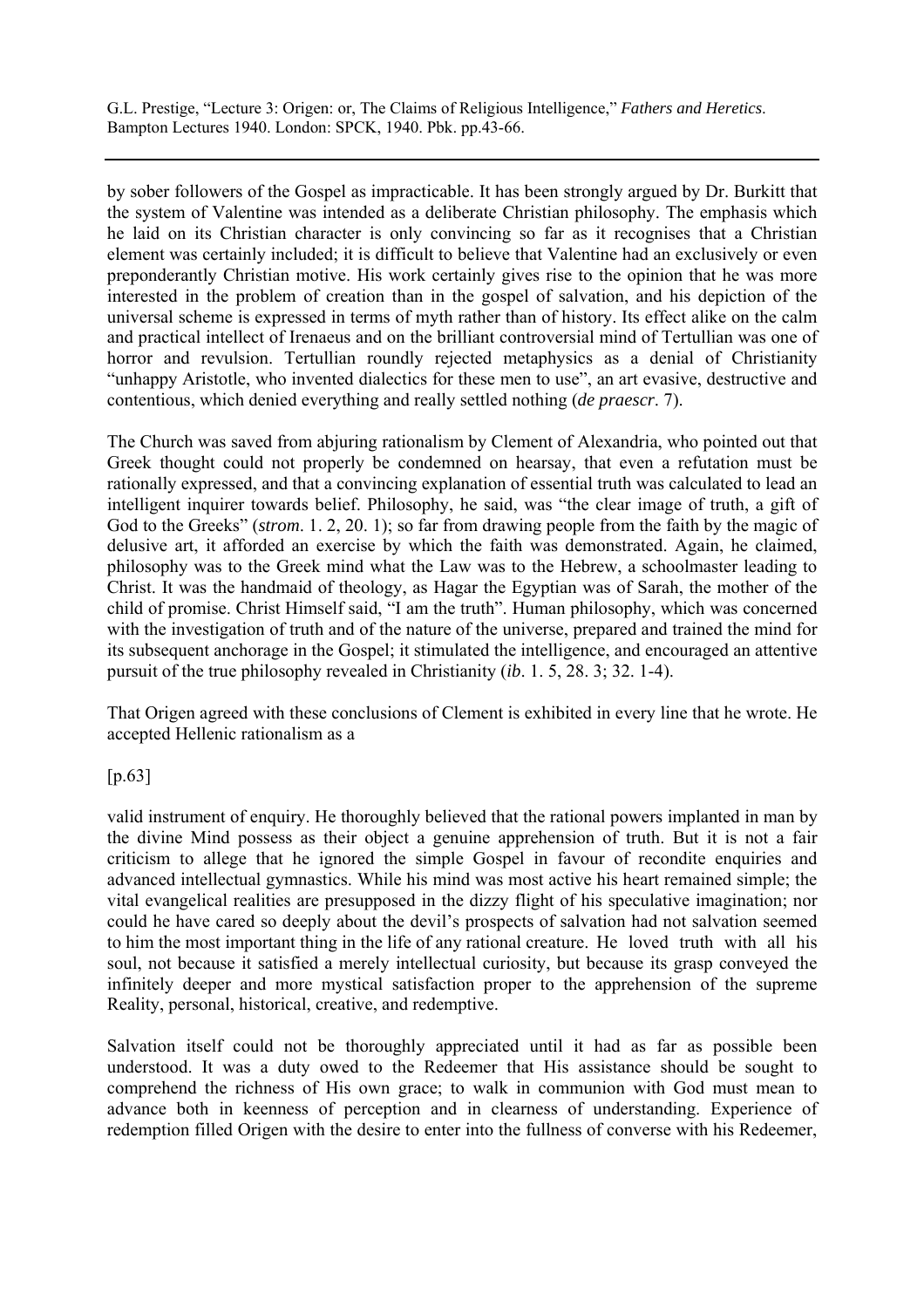by sober followers of the Gospel as impracticable. It has been strongly argued by Dr. Burkitt that the system of Valentine was intended as a deliberate Christian philosophy. The emphasis which he laid on its Christian character is only convincing so far as it recognises that a Christian element was certainly included; it is difficult to believe that Valentine had an exclusively or even preponderantly Christian motive. His work certainly gives rise to the opinion that he was more interested in the problem of creation than in the gospel of salvation, and his depiction of the universal scheme is expressed in terms of myth rather than of history. Its effect alike on the calm and practical intellect of Irenaeus and on the brilliant controversial mind of Tertullian was one of horror and revulsion. Tertullian roundly rejected metaphysics as a denial of Christianity "unhappy Aristotle, who invented dialectics for these men to use", an art evasive, destructive and contentious, which denied everything and really settled nothing (*de praescr*. 7).

The Church was saved from abjuring rationalism by Clement of Alexandria, who pointed out that Greek thought could not properly be condemned on hearsay, that even a refutation must be rationally expressed, and that a convincing explanation of essential truth was calculated to lead an intelligent inquirer towards belief. Philosophy, he said, was "the clear image of truth, a gift of God to the Greeks" (*strom*. 1. 2, 20. 1); so far from drawing people from the faith by the magic of delusive art, it afforded an exercise by which the faith was demonstrated. Again, he claimed, philosophy was to the Greek mind what the Law was to the Hebrew, a schoolmaster leading to Christ. It was the handmaid of theology, as Hagar the Egyptian was of Sarah, the mother of the child of promise. Christ Himself said, "I am the truth". Human philosophy, which was concerned with the investigation of truth and of the nature of the universe, prepared and trained the mind for its subsequent anchorage in the Gospel; it stimulated the intelligence, and encouraged an attentive pursuit of the true philosophy revealed in Christianity (*ib*. 1. 5, 28. 3; 32. 1-4).

That Origen agreed with these conclusions of Clement is exhibited in every line that he wrote. He accepted Hellenic rationalism as a

[p.63]

valid instrument of enquiry. He thoroughly believed that the rational powers implanted in man by the divine Mind possess as their object a genuine apprehension of truth. But it is not a fair criticism to allege that he ignored the simple Gospel in favour of recondite enquiries and advanced intellectual gymnastics. While his mind was most active his heart remained simple; the vital evangelical realities are presupposed in the dizzy flight of his speculative imagination; nor could he have cared so deeply about the devil's prospects of salvation had not salvation seemed to him the most important thing in the life of any rational creature. He loved truth with all his soul, not because it satisfied a merely intellectual curiosity, but because its grasp conveyed the infinitely deeper and more mystical satisfaction proper to the apprehension of the supreme Reality, personal, historical, creative, and redemptive.

Salvation itself could not be thoroughly appreciated until it had as far as possible been understood. It was a duty owed to the Redeemer that His assistance should be sought to comprehend the richness of His own grace; to walk in communion with God must mean to advance both in keenness of perception and in clearness of understanding. Experience of redemption filled Origen with the desire to enter into the fullness of converse with his Redeemer,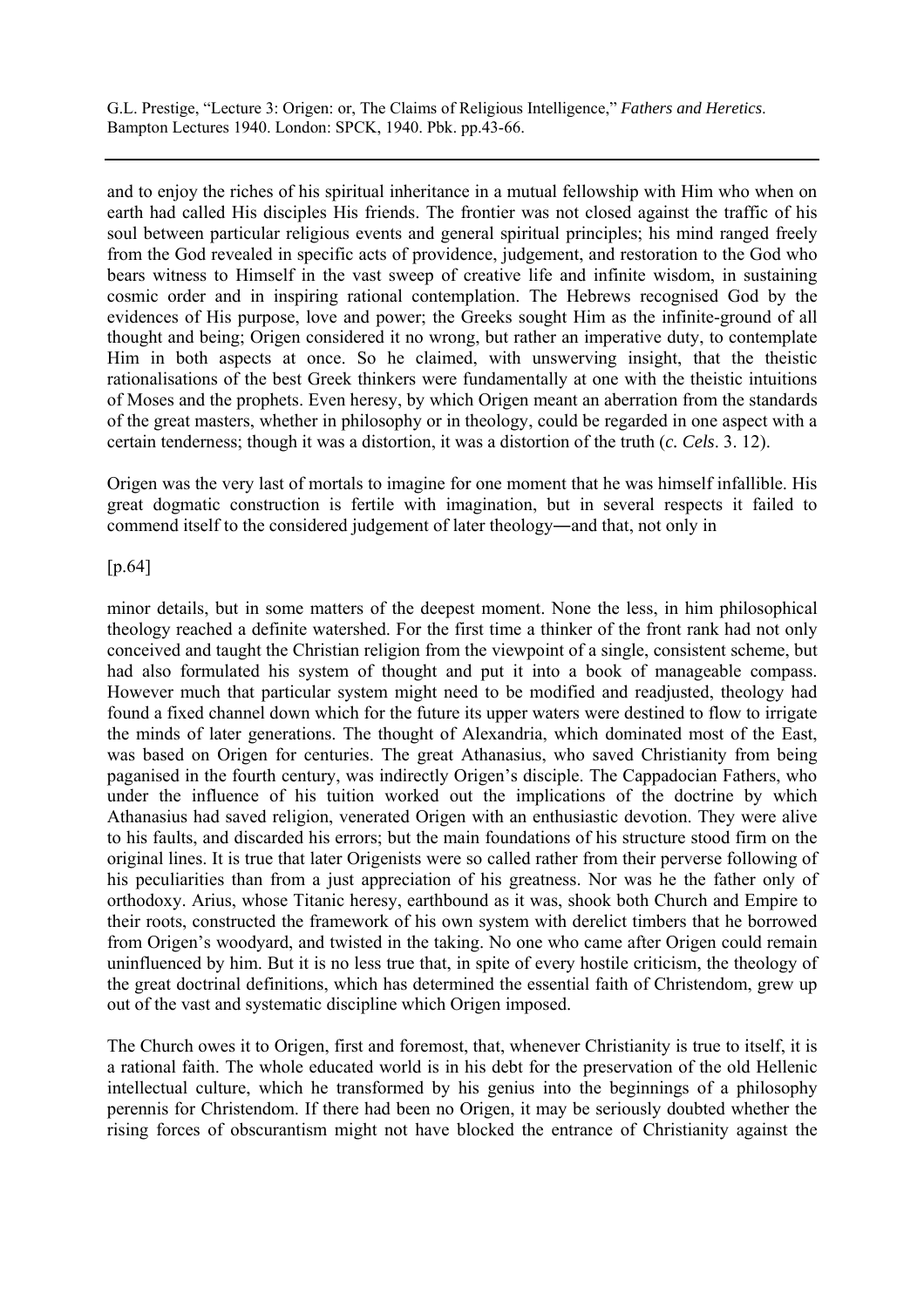and to enjoy the riches of his spiritual inheritance in a mutual fellowship with Him who when on earth had called His disciples His friends. The frontier was not closed against the traffic of his soul between particular religious events and general spiritual principles; his mind ranged freely from the God revealed in specific acts of providence, judgement, and restoration to the God who bears witness to Himself in the vast sweep of creative life and infinite wisdom, in sustaining cosmic order and in inspiring rational contemplation. The Hebrews recognised God by the evidences of His purpose, love and power; the Greeks sought Him as the infinite-ground of all thought and being; Origen considered it no wrong, but rather an imperative duty, to contemplate Him in both aspects at once. So he claimed, with unswerving insight, that the theistic rationalisations of the best Greek thinkers were fundamentally at one with the theistic intuitions of Moses and the prophets. Even heresy, by which Origen meant an aberration from the standards of the great masters, whether in philosophy or in theology, could be regarded in one aspect with a certain tenderness; though it was a distortion, it was a distortion of the truth (*c. Cels*. 3. 12).

Origen was the very last of mortals to imagine for one moment that he was himself infallible. His great dogmatic construction is fertile with imagination, but in several respects it failed to commend itself to the considered judgement of later theology―and that, not only in

[p.64]

minor details, but in some matters of the deepest moment. None the less, in him philosophical theology reached a definite watershed. For the first time a thinker of the front rank had not only conceived and taught the Christian religion from the viewpoint of a single, consistent scheme, but had also formulated his system of thought and put it into a book of manageable compass. However much that particular system might need to be modified and readjusted, theology had found a fixed channel down which for the future its upper waters were destined to flow to irrigate the minds of later generations. The thought of Alexandria, which dominated most of the East, was based on Origen for centuries. The great Athanasius, who saved Christianity from being paganised in the fourth century, was indirectly Origen's disciple. The Cappadocian Fathers, who under the influence of his tuition worked out the implications of the doctrine by which Athanasius had saved religion, venerated Origen with an enthusiastic devotion. They were alive to his faults, and discarded his errors; but the main foundations of his structure stood firm on the original lines. It is true that later Origenists were so called rather from their perverse following of his peculiarities than from a just appreciation of his greatness. Nor was he the father only of orthodoxy. Arius, whose Titanic heresy, earthbound as it was, shook both Church and Empire to their roots, constructed the framework of his own system with derelict timbers that he borrowed from Origen's woodyard, and twisted in the taking. No one who came after Origen could remain uninfluenced by him. But it is no less true that, in spite of every hostile criticism, the theology of the great doctrinal definitions, which has determined the essential faith of Christendom, grew up out of the vast and systematic discipline which Origen imposed.

The Church owes it to Origen, first and foremost, that, whenever Christianity is true to itself, it is a rational faith. The whole educated world is in his debt for the preservation of the old Hellenic intellectual culture, which he transformed by his genius into the beginnings of a philosophy perennis for Christendom. If there had been no Origen, it may be seriously doubted whether the rising forces of obscurantism might not have blocked the entrance of Christianity against the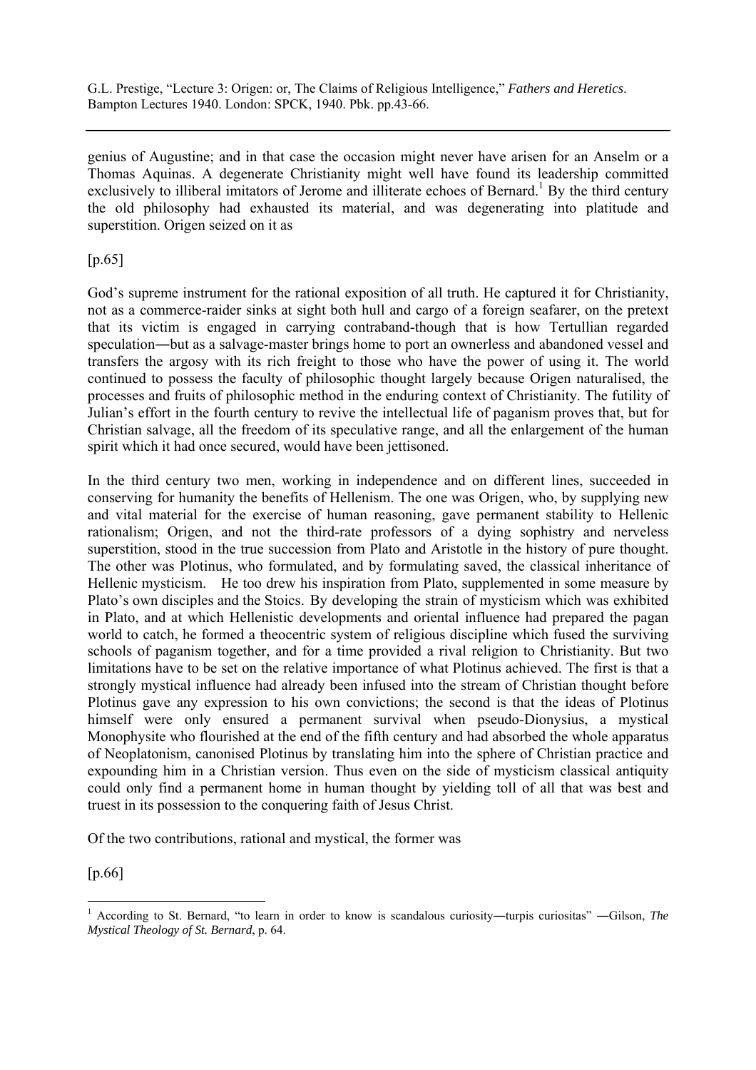genius of Augustine; and in that case the occasion might never have arisen for an Anselm or a Thomas Aquinas. A degenerate Christianity might well have found its leadership committed exclusively to illiberal imitators of Jerome and illiterate echoes of Bernard.[1] By the third century the old philosophy had exhausted its material, and was degenerating into platitude and superstition. Origen seized on it as

[p.65]

God's supreme instrument for the rational exposition of all truth. He captured it for Christianity, not as a commerce-raider sinks at sight both hull and cargo of a foreign seafarer, on the pretext that its victim is engaged in carrying contraband-though that is how Tertullian regarded speculation―but as a salvage-master brings home to port an ownerless and abandoned vessel and transfers the argosy with its rich freight to those who have the power of using it. The world continued to possess the faculty of philosophic thought largely because Origen naturalised, the processes and fruits of philosophic method in the enduring context of Christianity. The futility of Julian's effort in the fourth century to revive the intellectual life of paganism proves that, but for Christian salvage, all the freedom of its speculative range, and all the enlargement of the human spirit which it had once secured, would have been jettisoned.

In the third century two men, working in independence and on different lines, succeeded in conserving for humanity the benefits of Hellenism. The one was Origen, who, by supplying new and vital material for the exercise of human reasoning, gave permanent stability to Hellenic rationalism; Origen, and not the third-rate professors of a dying sophistry and nerveless superstition, stood in the true succession from Plato and Aristotle in the history of pure thought. The other was Plotinus, who formulated, and by formulating saved, the classical inheritance of Hellenic mysticism. He too drew his inspiration from Plato, supplemented in some measure by Plato's own disciples and the Stoics. By developing the strain of mysticism which was exhibited in Plato, and at which Hellenistic developments and oriental influence had prepared the pagan world to catch, he formed a theocentric system of religious discipline which fused the surviving schools of paganism together, and for a time provided a rival religion to Christianity. But two limitations have to be set on the relative importance of what Plotinus achieved. The first is that a strongly mystical influence had already been infused into the stream of Christian thought before Plotinus gave any expression to his own convictions; the second is that the ideas of Plotinus himself were only ensured a permanent survival when pseudo-Dionysius, a mystical Monophysite who flourished at the end of the fifth century and had absorbed the whole apparatus of Neoplatonism, canonised Plotinus by translating him into the sphere of Christian practice and expounding him in a Christian version. Thus even on the side of mysticism classical antiquity could only find a permanent home in human thought by yielding toll of all that was best and truest in its possession to the conquering faith of Jesus Christ.

Of the two contributions, rational and mystical, the former was

[p.66]

[1] According to St. Bernard, "to learn in order to know is scandalous curiosity―turpis curiositas" ―Gilson, *The Mystical Theology of St. Bernard*, p. 64.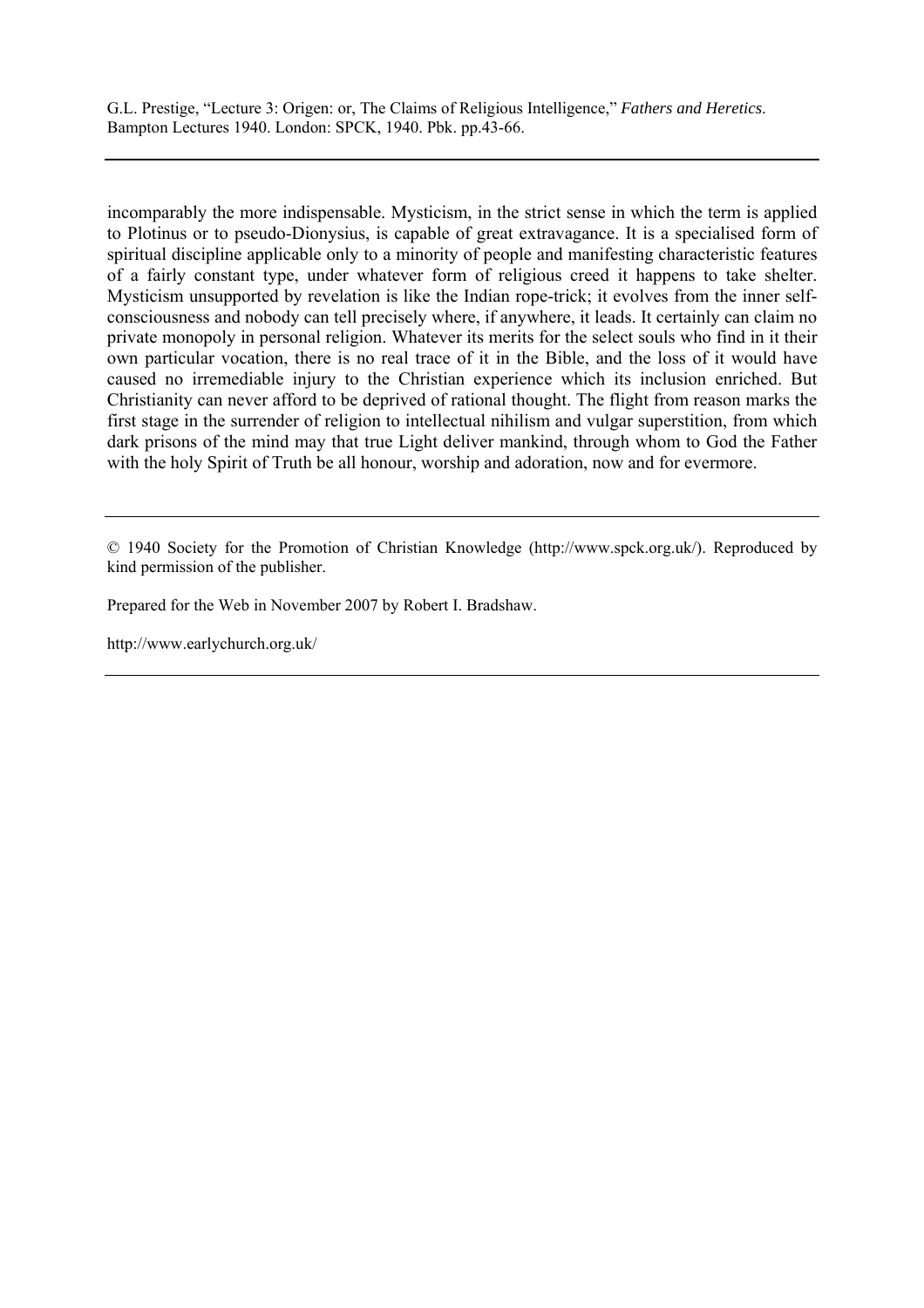incomparably the more indispensable. Mysticism, in the strict sense in which the term is applied to Plotinus or to pseudo-Dionysius, is capable of great extravagance. It is a specialised form of spiritual discipline applicable only to a minority of people and manifesting characteristic features of a fairly constant type, under whatever form of religious creed it happens to take shelter. Mysticism unsupported by revelation is like the Indian rope-trick; it evolves from the inner self-consciousness and nobody can tell precisely where, if anywhere, it leads. It certainly can claim no private monopoly in personal religion. Whatever its merits for the select souls who find in it their own particular vocation, there is no real trace of it in the Bible, and the loss of it would have caused no irremediable injury to the Christian experience which its inclusion enriched. But Christianity can never afford to be deprived of rational thought. The flight from reason marks the first stage in the surrender of religion to intellectual nihilism and vulgar superstition, from which dark prisons of the mind may that true Light deliver mankind, through whom to God the Father with the holy Spirit of Truth be all honour, worship and adoration, now and for evermore.

---

© 1940 Society for the Promotion of Christian Knowledge (http://www.spck.org.uk/). Reproduced by kind permission of the publisher.

Prepared for the Web in November 2007 by Robert I. Bradshaw.

http://www.earlychurch.org.uk/